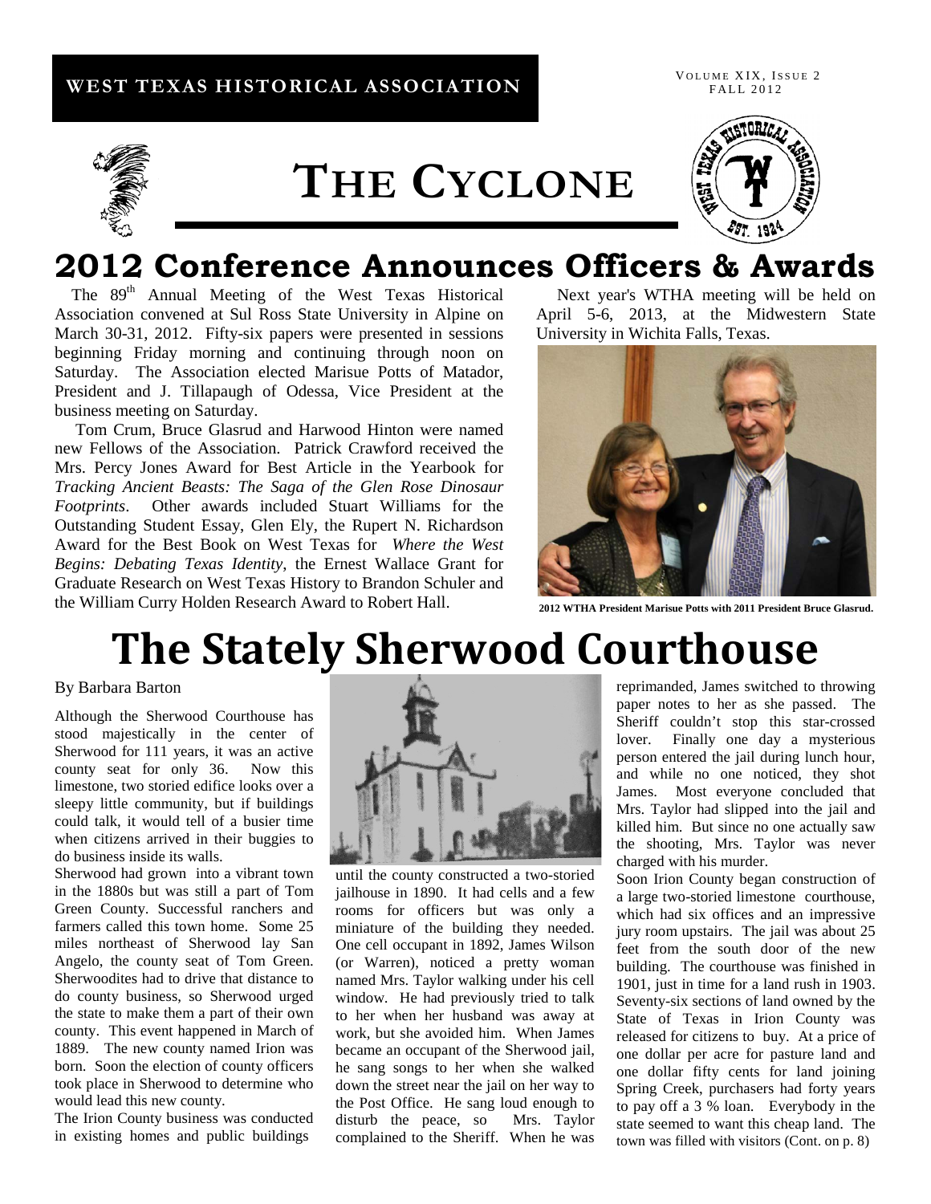WEST TEXAS HISTORICAL ASSOCIATION

# THE CYCLONE

## 2012 Conference Announces Officers & Awards

The 89th Annual Meeting of the West Texas Historical Association convened at Sul Ross State University in Alpine on March 30-31, 2012. Fifty-six papers were presented in sessions beginning Friday morning and continuing through noon on Saturday. The Association elected Marisue Potts of Matador, President and J. Tillapaugh of Odessa, Vice President at the business meeting on Saturday.

Tom Crum, Bruce Glasrud and Harwood Hinton were named new Fellows of the Association. Patrick Crawford received the Mrs. Percy Jones Award for Best Article in the Yearbook for *Tracking Ancient Beasts: The Saga of the Glen Rose Dinosaur Footprints*. Other awards included Stuart Williams for the Outstanding Student Essay, Glen Ely, the Rupert N. Richardson Award for the Best Book on West Texas for *Where the West Begins: Debating Texas Identity*, the Ernest Wallace Grant for Graduate Research on West Texas History to Brandon Schuler and the William Curry Holden Research Award to Robert Hall.

Next year's WTHA meeting will be held on April 5-6, 2013, at the Midwestern State University in Wichita Falls, Texas.

**2012 WTHA President Marisue Potts with 2011 President Bruce Glasrud.**

# The Stately Sherwood Courthouse

By Barbara Barton

Although the Sherwood Courthouse has stood majestically in the center of Sherwood for 111 years, it was an active county seat for only 36. Now this limestone, two storied edifice looks over a sleepy little community, but if buildings could talk, it would tell of a busier time when citizens arrived in their buggies to do business inside its walls.

Sherwood had grown into a vibrant town in the 1880s but was still a part of Tom Green County. Successful ranchers and farmers called this town home. Some 25 miles northeast of Sherwood lay San Angelo, the county seat of Tom Green. Sherwoodites had to drive that distance to do county business, so Sherwood urged the state to make them a part of their own county. This event happened in March of 1889. The new county named Irion was born. Soon the election of county officers took place in Sherwood to determine who would lead this new county.

The Irion County business was conducted in existing homes and public buildings until the county constructed a two-storied jailhouse in 1890. It had cells and a few rooms for officers but was only a miniature of the building they needed. One cell occupant in 1892, James Wilson (or Warren), noticed a pretty woman named Mrs. Taylor walking under his cell window. He had previously tried to talk to her when her husband was away at work, but she avoided him. When James became an occupant of the Sherwood jail, he sang songs to her when she walked down the street near the jail on her way to the Post Office. He sang loud enough to disturb the peace, so Mrs. Taylor complained to the Sheriff. When he was reprimanded, James switched to throwing paper notes to her as she passed. The Sheriff couldn't stop this star-crossed lover. Finally one day a mysterious person entered the jail during lunch hour, and while no one noticed, they shot James. Most everyone concluded that Mrs. Taylor had slipped into the jail and killed him. But since no one actually saw the shooting, Mrs. Taylor was never charged with his murder.

Soon Irion County began construction of a large two-storied limestone courthouse, which had six offices and an impressive jury room upstairs. The jail was about 25 feet from the south door of the new building. The courthouse was finished in 1901, just in time for a land rush in 1903. Seventy-six sections of land owned by the State of Texas in Irion County was released for citizens to buy. At a price of one dollar per acre for pasture land and one dollar fifty cents for land joining Spring Creek, purchasers had forty years to pay off a 3 % loan. Everybody in the state seemed to want this cheap land. The town was filled with visitors (Cont. on p. 8)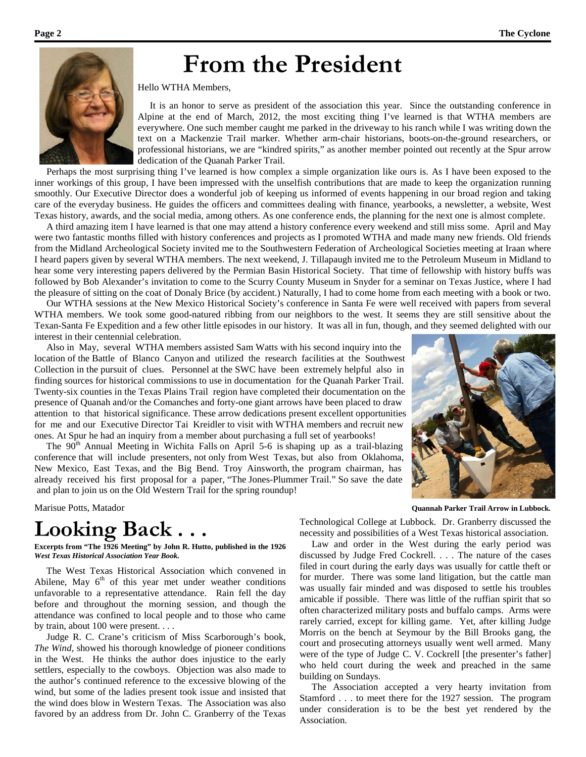# From the President

Hello WTHA Members,

It is an honor to serve as president of the association this year. Since the outstanding conference in Alpine at the end of March, 2012, the most exciting thing I've learned is that WTHA members are everywhere. One such member caught me parked in the driveway to his ranch while I was writing down the text on a Mackenzie Trail marker. Whether arm-chair historians, boots-on-the-ground researchers, or professional historians, we are "kindred spirits," as another member pointed out recently at the Spur arrow dedication of the Quanah Parker Trail.

Perhaps the most surprising thing I've learned is how complex a simple organization like ours is. As I have been exposed to the inner workings of this group, I have been impressed with the unselfish contributions that are made to keep the organization running smoothly. Our Executive Director does a wonderful job of keeping us informed of events happening in our broad region and taking care of the everyday business. He guides the officers and committees dealing with finance, yearbooks, a newsletter, a website, West Texas history, awards, and the social media, among others. As one conference ends, the planning for the next one is almost complete.

A third amazing item I have learned is that one may attend a history conference every weekend and still miss some. April and May were two fantastic months filled with history conferences and projects as I promoted WTHA and made many new friends. Old friends from the Midland Archeological Society invited me to the Southwestern Federation of Archeological Societies meeting at Iraan where I heard papers given by several WTHA members. The next weekend, J. Tillapaugh invited me to the Petroleum Museum in Midland to hear some very interesting papers delivered by the Permian Basin Historical Society. That time of fellowship with history buffs was followed by Bob Alexander's invitation to come to the Scurry County Museum in Snyder for a seminar on Texas Justice, where I had the pleasure of sitting on the coat of Donaly Brice (by accident.) Naturally, I had to come home from each meeting with a book or two.

Our WTHA sessions at the New Mexico Historical Society's conference in Santa Fe were well received with papers from several WTHA members. We took some good-natured ribbing from our neighbors to the west. It seems they are still sensitive about the Texan-Santa Fe Expedition and a few other little episodes in our history. It was all in fun, though, and they seemed delighted with our interest in their centennial celebration.

Also in May, several WTHA members assisted Sam Watts with his second inquiry into the location of the Battle of Blanco Canyon and utilized the research facilities at the Southwest Collection in the pursuit of clues. Personnel at the SWC have been extremely helpful also in finding sources for historical commissions to use in documentation for the Quanah Parker Trail. Twenty-six counties in the Texas Plains Trail region have completed their documentation on the presence of Quanah and/or the Comanches and forty-one giant arrows have been placed to draw attention to that historical significance. These arrow dedications present excellent opportunities for me and our Executive Director Tai Kreidler to visit with WTHA members and recruit new ones. At Spur he had an inquiry from a member about purchasing a full set of yearbooks!

The 90th Annual Meeting in Wichita Falls on April 5-6 is shaping up as a trail-blazing conference that will include presenters, not only from West Texas, but also from Oklahoma, New Mexico, East Texas, and the Big Bend. Troy Ainsworth, the program chairman, has already received his first proposal for a paper, "The Jones-Plummer Trail." So save the date and plan to join us on the Old Western Trail for the spring roundup!

Marisue Potts, Matador

**Quannah Parker Trail Arrow in Lubbock.**

# Looking Back . . .

**Excerpts from "The 1926 Meeting" by John R. Hutto, published in the 1926 *West Texas Historical Association Year Book.***

The West Texas Historical Association which convened in Abilene, May 6th of this year met under weather conditions unfavorable to a representative attendance. Rain fell the day before and throughout the morning session, and though the attendance was confined to local people and to those who came by train, about 100 were present. . . .

Judge R. C. Crane's criticism of Miss Scarborough's book, *The Wind*, showed his thorough knowledge of pioneer conditions in the West. He thinks the author does injustice to the early settlers, especially to the cowboys. Objection was also made to the author's continued reference to the excessive blowing of the wind, but some of the ladies present took issue and insisted that the wind does blow in Western Texas. The Association was also favored by an address from Dr. John C. Granberry of the Texas Technological College at Lubbock. Dr. Granberry discussed the necessity and possibilities of a West Texas historical association.

Law and order in the West during the early period was discussed by Judge Fred Cockrell. . . . The nature of the cases filed in court during the early days was usually for cattle theft or for murder. There was some land litigation, but the cattle man was usually fair minded and was disposed to settle his troubles amicably if possible. There was little of the ruffian spirit that so often characterized military posts and buffalo camps. Arms were rarely carried, except for killing game. Yet, after killing Judge Morris on the bench at Seymour by the Bill Brooks gang, the court and prosecuting attorneys usually went well armed. Many were of the type of Judge C. V. Cockrell [the presenter's father] who held court during the week and preached in the same building on Sundays.

The Association accepted a very hearty invitation from Stamford . . . to meet there for the 1927 session. The program under consideration is to be the best yet rendered by the Association.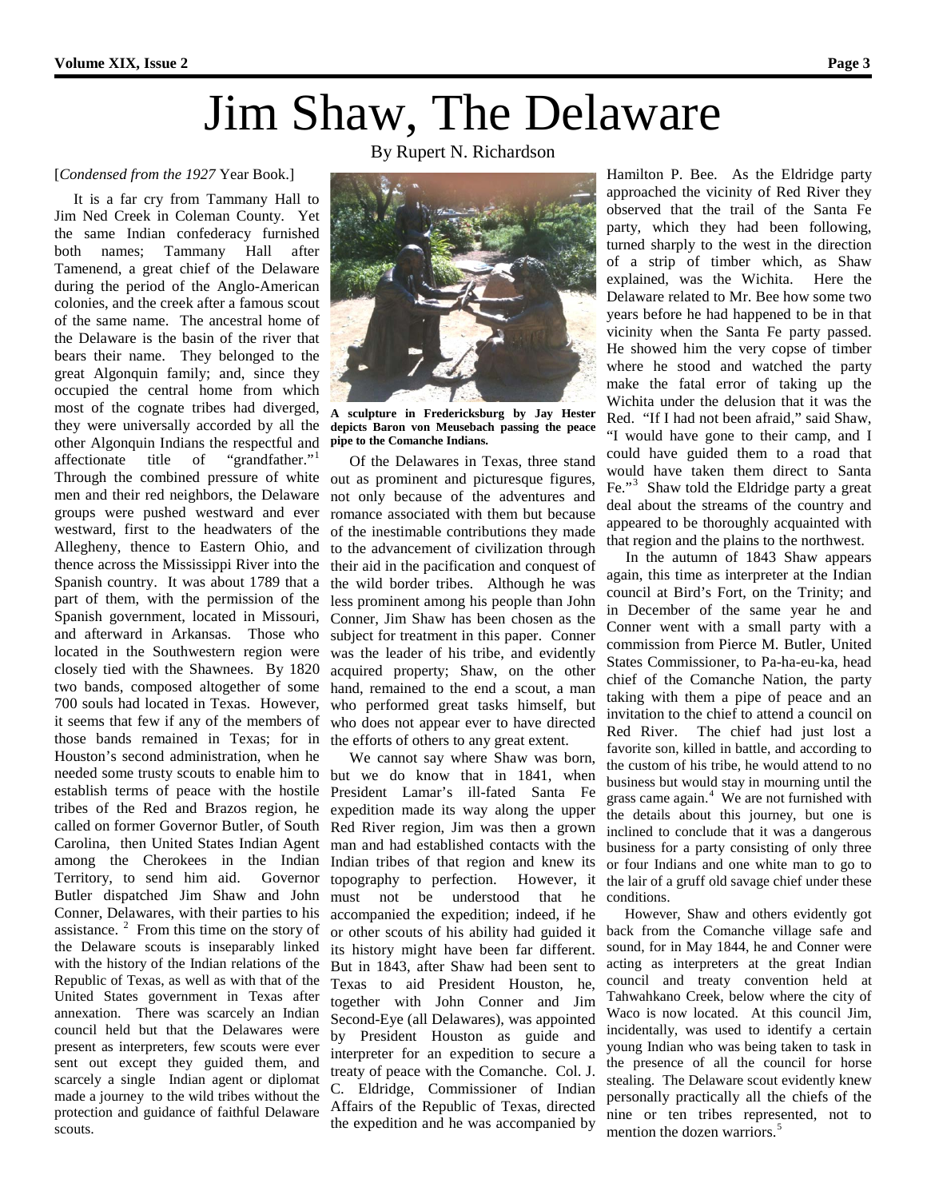# Jim Shaw, The Delaware

By Rupert N. Richardson

[*Condensed from the 1927* Year Book.]

It is a far cry from Tammany Hall to Jim Ned Creek in Coleman County. Yet the same Indian confederacy furnished both names; Tammany Hall after Tamenend, a great chief of the Delaware during the period of the Anglo-American colonies, and the creek after a famous scout of the same name. The ancestral home of the Delaware is the basin of the river that bears their name. They belonged to the great Algonquin family; and, since they occupied the central home from which most of the cognate tribes had diverged, they were universally accorded by all the other Algonquin Indians the respectful and affectionate title of "grandfather."[1] Through the combined pressure of white men and their red neighbors, the Delaware groups were pushed westward and ever westward, first to the headwaters of the Allegheny, thence to Eastern Ohio, and thence across the Mississippi River into the Spanish country. It was about 1789 that a part of them, with the permission of the Spanish government, located in Missouri, and afterward in Arkansas. Those who located in the Southwestern region were closely tied with the Shawnees. By 1820 two bands, composed altogether of some 700 souls had located in Texas. However, it seems that few if any of the members of those bands remained in Texas; for in Houston's second administration, when he needed some trusty scouts to enable him to establish terms of peace with the hostile tribes of the Red and Brazos region, he called on former Governor Butler, of South Carolina, then United States Indian Agent among the Cherokees in the Indian Territory, to send him aid. Governor Butler dispatched Jim Shaw and John Conner, Delawares, with their parties to his assistance. [2] From this time on the story of the Delaware scouts is inseparably linked with the history of the Indian relations of the Republic of Texas, as well as with that of the United States government in Texas after annexation. There was scarcely an Indian council held but that the Delawares were present as interpreters, few scouts were ever sent out except they guided them, and scarcely a single Indian agent or diplomat made a journey to the wild tribes without the protection and guidance of faithful Delaware scouts.

**A sculpture in Fredericksburg by Jay Hester depicts Baron von Meusebach passing the peace pipe to the Comanche Indians.**

Of the Delawares in Texas, three stand out as prominent and picturesque figures, not only because of the adventures and romance associated with them but because of the inestimable contributions they made to the advancement of civilization through their aid in the pacification and conquest of the wild border tribes. Although he was less prominent among his people than John Conner, Jim Shaw has been chosen as the subject for treatment in this paper. Conner was the leader of his tribe, and evidently acquired property; Shaw, on the other hand, remained to the end a scout, a man who performed great tasks himself, but who does not appear ever to have directed the efforts of others to any great extent.

We cannot say where Shaw was born, but we do know that in 1841, when President Lamar's ill-fated Santa Fe expedition made its way along the upper Red River region, Jim was then a grown man and had established contacts with the Indian tribes of that region and knew its topography to perfection. However, it must not be understood that he accompanied the expedition; indeed, if he or other scouts of his ability had guided it its history might have been far different. But in 1843, after Shaw had been sent to Texas to aid President Houston, he, together with John Conner and Jim Second-Eye (all Delawares), was appointed by President Houston as guide and interpreter for an expedition to secure a treaty of peace with the Comanche. Col. J. C. Eldridge, Commissioner of Indian Affairs of the Republic of Texas, directed the expedition and he was accompanied by Hamilton P. Bee. As the Eldridge party approached the vicinity of Red River they observed that the trail of the Santa Fe party, which they had been following, turned sharply to the west in the direction of a strip of timber which, as Shaw explained, was the Wichita. Here the Delaware related to Mr. Bee how some two years before he had happened to be in that vicinity when the Santa Fe party passed. He showed him the very copse of timber where he stood and watched the party make the fatal error of taking up the Wichita under the delusion that it was the Red. "If I had not been afraid," said Shaw, "I would have gone to their camp, and I could have guided them to a road that would have taken them direct to Santa Fe."[3] Shaw told the Eldridge party a great deal about the streams of the country and appeared to be thoroughly acquainted with that region and the plains to the northwest.

In the autumn of 1843 Shaw appears again, this time as interpreter at the Indian council at Bird's Fort, on the Trinity; and in December of the same year he and Conner went with a small party with a commission from Pierce M. Butler, United States Commissioner, to Pa-ha-eu-ka, head chief of the Comanche Nation, the party taking with them a pipe of peace and an invitation to the chief to attend a council on Red River. The chief had just lost a favorite son, killed in battle, and according to the custom of his tribe, he would attend to no business but would stay in mourning until the grass came again.[4] We are not furnished with the details about this journey, but one is inclined to conclude that it was a dangerous business for a party consisting of only three or four Indians and one white man to go to the lair of a gruff old savage chief under these conditions.

However, Shaw and others evidently got back from the Comanche village safe and sound, for in May 1844, he and Conner were acting as interpreters at the great Indian council and treaty convention held at Tahwahkano Creek, below where the city of Waco is now located. At this council Jim, incidentally, was used to identify a certain young Indian who was being taken to task in the presence of all the council for horse stealing. The Delaware scout evidently knew personally practically all the chiefs of the nine or ten tribes represented, not to mention the dozen warriors.[5]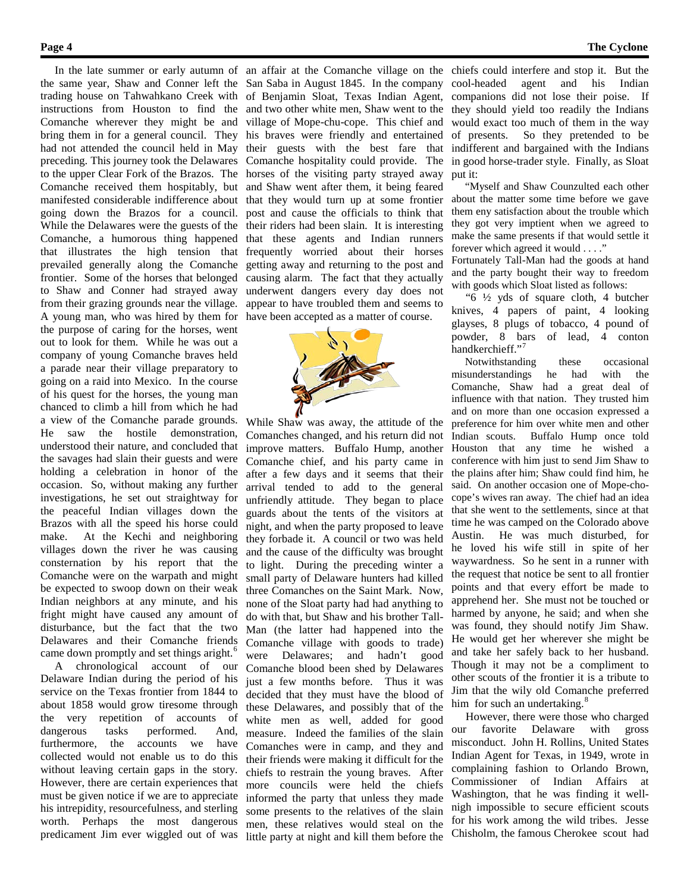In the late summer or early autumn of the same year, Shaw and Conner left the trading house on Tahwahkano Creek with instructions from Houston to find the Comanche wherever they might be and bring them in for a general council. They had not attended the council held in May preceding. This journey took the Delawares to the upper Clear Fork of the Brazos. The Comanche received them hospitably, but manifested considerable indifference about going down the Brazos for a council. While the Delawares were the guests of the Comanche, a humorous thing happened that illustrates the high tension that prevailed generally along the Comanche frontier. Some of the horses that belonged to Shaw and Conner had strayed away from their grazing grounds near the village. A young man, who was hired by them for the purpose of caring for the horses, went out to look for them. While he was out a company of young Comanche braves held a parade near their village preparatory to going on a raid into Mexico. In the course of his quest for the horses, the young man chanced to climb a hill from which he had a view of the Comanche parade grounds. He saw the hostile demonstration, understood their nature, and concluded that the savages had slain their guests and were holding a celebration in honor of the occasion. So, without making any further investigations, he set out straightway for the peaceful Indian villages down the Brazos with all the speed his horse could make. At the Kechi and neighboring villages down the river he was causing consternation by his report that the Comanche were on the warpath and might be expected to swoop down on their weak Indian neighbors at any minute, and his fright might have caused any amount of disturbance, but the fact that the two Delawares and their Comanche friends came down promptly and set things aright.[6]

A chronological account of our Delaware Indian during the period of his service on the Texas frontier from 1844 to about 1858 would grow tiresome through the very repetition of accounts of dangerous tasks performed. And, furthermore, the accounts we have collected would not enable us to do this without leaving certain gaps in the story. However, there are certain experiences that must be given notice if we are to appreciate his intrepidity, resourcefulness, and sterling worth. Perhaps the most dangerous predicament Jim ever wiggled out of was an affair at the Comanche village on the San Saba in August 1845. In the company of Benjamin Sloat, Texas Indian Agent, and two other white men, Shaw went to the village of Mope-chu-cope. This chief and his braves were friendly and entertained their guests with the best fare that Comanche hospitality could provide. The horses of the visiting party strayed away and Shaw went after them, it being feared that they would turn up at some frontier post and cause the officials to think that their riders had been slain. It is interesting that these agents and Indian runners frequently worried about their horses getting away and returning to the post and causing alarm. The fact that they actually underwent dangers every day does not appear to have troubled them and seems to have been accepted as a matter of course.

While Shaw was away, the attitude of the Comanches changed, and his return did not improve matters. Buffalo Hump, another Comanche chief, and his party came in after a few days and it seems that their arrival tended to add to the general unfriendly attitude. They began to place guards about the tents of the visitors at night, and when the party proposed to leave they forbade it. A council or two was held and the cause of the difficulty was brought to light. During the preceding winter a small party of Delaware hunters had killed three Comanches on the Saint Mark. Now, none of the Sloat party had had anything to do with that, but Shaw and his brother Tall-Man (the latter had happened into the Comanche village with goods to trade) were Delawares; and hadn't good Comanche blood been shed by Delawares just a few months before. Thus it was decided that they must have the blood of these Delawares, and possibly that of the white men as well, added for good measure. Indeed the families of the slain Comanches were in camp, and they and their friends were making it difficult for the chiefs to restrain the young braves. After more councils were held the chiefs informed the party that unless they made some presents to the relatives of the slain men, these relatives would steal on the little party at night and kill them before the chiefs could interfere and stop it. But the cool-headed agent and his Indian companions did not lose their poise. If they should yield too readily the Indians would exact too much of them in the way of presents. So they pretended to be indifferent and bargained with the Indians in good horse-trader style. Finally, as Sloat put it:

"Myself and Shaw Counzulted each other about the matter some time before we gave them eny satisfaction about the trouble which they got very imptient when we agreed to make the same presents if that would settle it forever which agreed it would . . . ."

Fortunately Tall-Man had the goods at hand and the party bought their way to freedom with goods which Sloat listed as follows:

"6 ½ yds of square cloth, 4 butcher knives, 4 papers of paint, 4 looking glayses, 8 plugs of tobacco, 4 pound of powder, 8 bars of lead, 4 conton handkerchieff."[7]

Notwithstanding these occasional misunderstandings he had with the Comanche, Shaw had a great deal of influence with that nation. They trusted him and on more than one occasion expressed a preference for him over white men and other Indian scouts. Buffalo Hump once told Houston that any time he wished a conference with him just to send Jim Shaw to the plains after him; Shaw could find him, he said. On another occasion one of Mope-cho-cope's wives ran away. The chief had an idea that she went to the settlements, since at that time he was camped on the Colorado above Austin. He was much disturbed, for he loved his wife still in spite of her waywardness. So he sent in a runner with the request that notice be sent to all frontier points and that every effort be made to apprehend her. She must not be touched or harmed by anyone, he said; and when she was found, they should notify Jim Shaw. He would get her wherever she might be and take her safely back to her husband. Though it may not be a compliment to other scouts of the frontier it is a tribute to Jim that the wily old Comanche preferred him for such an undertaking.[8]

However, there were those who charged our favorite Delaware with gross misconduct. John H. Rollins, United States Indian Agent for Texas, in 1949, wrote in complaining fashion to Orlando Brown, Commissioner of Indian Affairs at Washington, that he was finding it well-nigh impossible to secure efficient scouts for his work among the wild tribes. Jesse Chisholm, the famous Cherokee scout had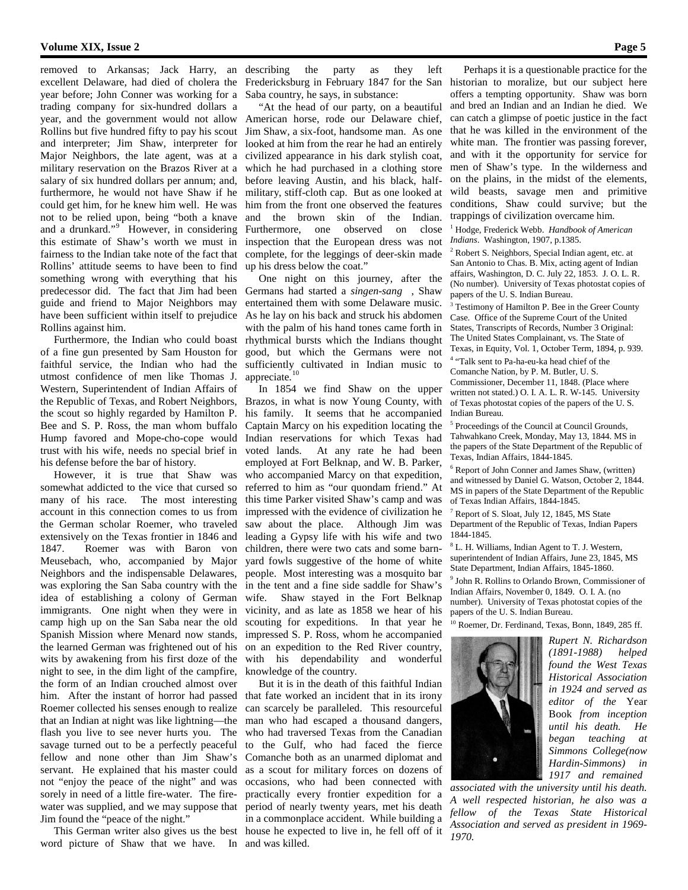removed to Arkansas; Jack Harry, an excellent Delaware, had died of cholera the year before; John Conner was working for a trading company for six-hundred dollars a year, and the government would not allow Rollins but five hundred fifty to pay his scout and interpreter; Jim Shaw, interpreter for Major Neighbors, the late agent, was at a military reservation on the Brazos River at a salary of six hundred dollars per annum; and, furthermore, he would not have Shaw if he could get him, for he knew him well. He was not to be relied upon, being "both a knave and a drunkard."[9] However, in considering this estimate of Shaw's worth we must in fairness to the Indian take note of the fact that Rollins' attitude seems to have been to find something wrong with everything that his predecessor did. The fact that Jim had been guide and friend to Major Neighbors may have been sufficient within itself to prejudice Rollins against him.

Furthermore, the Indian who could boast of a fine gun presented by Sam Houston for faithful service, the Indian who had the utmost confidence of men like Thomas J. Western, Superintendent of Indian Affairs of the Republic of Texas, and Robert Neighbors, the scout so highly regarded by Hamilton P. Bee and S. P. Ross, the man whom buffalo Hump favored and Mope-cho-cope would trust with his wife, needs no special brief in his defense before the bar of history.

However, it is true that Shaw was somewhat addicted to the vice that cursed so many of his race. The most interesting account in this connection comes to us from the German scholar Roemer, who traveled extensively on the Texas frontier in 1846 and 1847. Roemer was with Baron von Meusebach, who, accompanied by Major Neighbors and the indispensable Delawares, was exploring the San Saba country with the idea of establishing a colony of German immigrants. One night when they were in camp high up on the San Saba near the old Spanish Mission where Menard now stands, the learned German was frightened out of his wits by awakening from his first doze of the night to see, in the dim light of the campfire, the form of an Indian crouched almost over him. After the instant of horror had passed Roemer collected his senses enough to realize that an Indian at night was like lightning—the flash you live to see never hurts you. The savage turned out to be a perfectly peaceful fellow and none other than Jim Shaw's servant. He explained that his master could not "enjoy the peace of the night" and was sorely in need of a little fire-water. The fire-water was supplied, and we may suppose that Jim found the "peace of the night."

This German writer also gives us the best word picture of Shaw that we have. In describing the party as they left Fredericksburg in February 1847 for the San Saba country, he says, in substance:

"At the head of our party, on a beautiful American horse, rode our Delaware chief, Jim Shaw, a six-foot, handsome man. As one looked at him from the rear he had an entirely civilized appearance in his dark stylish coat, which he had purchased in a clothing store before leaving Austin, and his black, half-military, stiff-cloth cap. But as one looked at him from the front one observed the features and the brown skin of the Indian. Furthermore, one observed on close inspection that the European dress was not complete, for the leggings of deer-skin made up his dress below the coat."

One night on this journey, after the Germans had started a *singen-sang* , Shaw entertained them with some Delaware music. As he lay on his back and struck his abdomen with the palm of his hand tones came forth in rhythmical bursts which the Indians thought good, but which the Germans were not sufficiently cultivated in Indian music to appreciate.[10]

In 1854 we find Shaw on the upper Brazos, in what is now Young County, with his family. It seems that he accompanied Captain Marcy on his expedition locating the Indian reservations for which Texas had voted lands. At any rate he had been employed at Fort Belknap, and W. B. Parker, who accompanied Marcy on that expedition, referred to him as "our quondam friend." At this time Parker visited Shaw's camp and was impressed with the evidence of civilization he saw about the place. Although Jim was leading a Gypsy life with his wife and two children, there were two cats and some barn-yard fowls suggestive of the home of white people. Most interesting was a mosquito bar in the tent and a fine side saddle for Shaw's wife. Shaw stayed in the Fort Belknap vicinity, and as late as 1858 we hear of his scouting for expeditions. In that year he impressed S. P. Ross, whom he accompanied on an expedition to the Red River country, with his dependability and wonderful knowledge of the country.

But it is in the death of this faithful Indian that fate worked an incident that in its irony can scarcely be paralleled. This resourceful man who had escaped a thousand dangers, who had traversed Texas from the Canadian to the Gulf, who had faced the fierce Comanche both as an unarmed diplomat and as a scout for military forces on dozens of occasions, who had been connected with practically every frontier expedition for a period of nearly twenty years, met his death in a commonplace accident. While building a house he expected to live in, he fell off of it and was killed.

Perhaps it is a questionable practice for the historian to moralize, but our subject here offers a tempting opportunity. Shaw was born and bred an Indian and an Indian he died. We can catch a glimpse of poetic justice in the fact that he was killed in the environment of the white man. The frontier was passing forever, and with it the opportunity for service for men of Shaw's type. In the wilderness and on the plains, in the midst of the elements, wild beasts, savage men and primitive conditions, Shaw could survive; but the trappings of civilization overcame him.

[1] Hodge, Frederick Webb. *Handbook of American Indians*. Washington, 1907, p.1385.

[2] Robert S. Neighbors, Special Indian agent, etc. at San Antonio to Chas. B. Mix, acting agent of Indian affairs, Washington, D. C. July 22, 1853. J. O. L. R. (No number). University of Texas photostat copies of papers of the U. S. Indian Bureau.

[3] Testimony of Hamilton P. Bee in the Greer County Case. Office of the Supreme Court of the United States, Transcripts of Records, Number 3 Original: The United States Complainant, vs. The State of Texas, in Equity, Vol. 1, October Term, 1894, p. 939.

[4] "Talk sent to Pa-ha-eu-ka head chief of the Comanche Nation, by P. M. Butler, U. S. Commissioner, December 11, 1848. (Place where written not stated.) O. I. A. L. R. W-145. University of Texas photostat copies of the papers of the U. S. Indian Bureau.

[5] Proceedings of the Council at Council Grounds, Tahwahkano Creek, Monday, May 13, 1844. MS in the papers of the State Department of the Republic of Texas, Indian Affairs, 1844-1845.

[6] Report of John Conner and James Shaw, (written) and witnessed by Daniel G. Watson, October 2, 1844. MS in papers of the State Department of the Republic of Texas Indian Affairs, 1844-1845.

[7] Report of S. Sloat, July 12, 1845, MS State Department of the Republic of Texas, Indian Papers 1844-1845.

[8] L. H. Williams, Indian Agent to T. J. Western, superintendent of Indian Affairs, June 23, 1845, MS State Department, Indian Affairs, 1845-1860.

[9] John R. Rollins to Orlando Brown, Commissioner of Indian Affairs, November 0, 1849. O. I. A. (no number). University of Texas photostat copies of the papers of the U. S. Indian Bureau.

[10] Roemer, Dr. Ferdinand, Texas, Bonn, 1849, 285 ff.

*Rupert N. Richardson (1891-1988) helped found the West Texas Historical Association in 1924 and served as editor of the* Year Book *from inception until his death. He began teaching at Simmons College(now Hardin-Simmons) in 1917 and remained associated with the university until his death. A well respected historian, he also was a fellow of the Texas State Historical Association and served as president in 1969-1970.*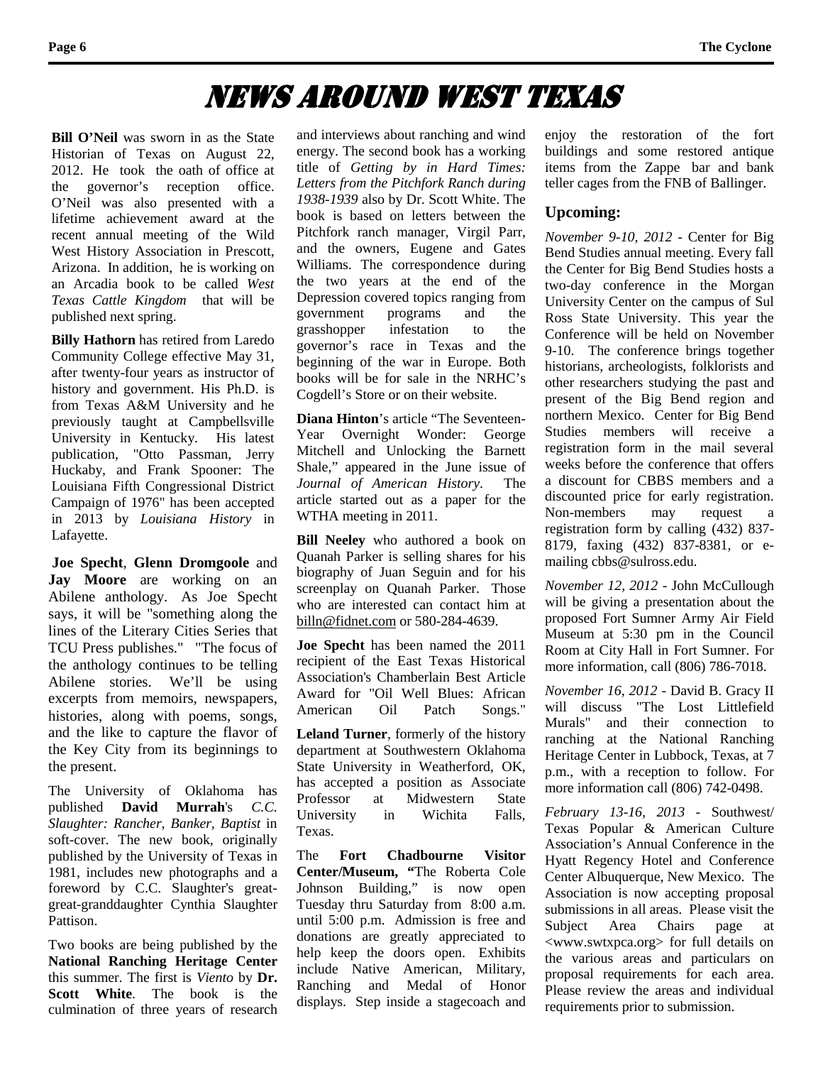# NEWS AROUND WEST TEXAS

**Bill O'Neil** was sworn in as the State Historian of Texas on August 22, 2012. He took the oath of office at the governor's reception office. O'Neil was also presented with a lifetime achievement award at the recent annual meeting of the Wild West History Association in Prescott, Arizona. In addition, he is working on an Arcadia book to be called *West Texas Cattle Kingdom* that will be published next spring.

**Billy Hathorn** has retired from Laredo Community College effective May 31, after twenty-four years as instructor of history and government. His Ph.D. is from Texas A&M University and he previously taught at Campbellsville University in Kentucky. His latest publication, "Otto Passman, Jerry Huckaby, and Frank Spooner: The Louisiana Fifth Congressional District Campaign of 1976" has been accepted in 2013 by *Louisiana History* in Lafayette.

**Joe Specht**, **Glenn Dromgoole** and **Jay Moore** are working on an Abilene anthology. As Joe Specht says, it will be "something along the lines of the Literary Cities Series that TCU Press publishes." "The focus of the anthology continues to be telling Abilene stories. We'll be using excerpts from memoirs, newspapers, histories, along with poems, songs, and the like to capture the flavor of the Key City from its beginnings to the present.

The University of Oklahoma has published **David Murrah**'s *C.C. Slaughter: Rancher, Banker, Baptist* in soft-cover. The new book, originally published by the University of Texas in 1981, includes new photographs and a foreword by C.C. Slaughter's great-great-granddaughter Cynthia Slaughter Pattison.

Two books are being published by the **National Ranching Heritage Center** this summer. The first is *Viento* by **Dr. Scott White**. The book is the culmination of three years of research and interviews about ranching and wind energy. The second book has a working title of *Getting by in Hard Times: Letters from the Pitchfork Ranch during 1938-1939* also by Dr. Scott White. The book is based on letters between the Pitchfork ranch manager, Virgil Parr, and the owners, Eugene and Gates Williams. The correspondence during the two years at the end of the Depression covered topics ranging from government programs and the grasshopper infestation to the governor's race in Texas and the beginning of the war in Europe. Both books will be for sale in the NRHC's Cogdell's Store or on their website.

**Diana Hinton**'s article "The Seventeen-Year Overnight Wonder: George Mitchell and Unlocking the Barnett Shale," appeared in the June issue of *Journal of American History*. The article started out as a paper for the WTHA meeting in 2011.

**Bill Neeley** who authored a book on Quanah Parker is selling shares for his biography of Juan Seguin and for his screenplay on Quanah Parker. Those who are interested can contact him at billn@fidnet.com or 580-284-4639.

**Joe Specht** has been named the 2011 recipient of the East Texas Historical Association's Chamberlain Best Article Award for "Oil Well Blues: African American Oil Patch Songs."

**Leland Turner**, formerly of the history department at Southwestern Oklahoma State University in Weatherford, OK, has accepted a position as Associate Professor at Midwestern State University in Wichita Falls, Texas.

The **Fort Chadbourne Visitor Center/Museum, "**The Roberta Cole Johnson Building," is now open Tuesday thru Saturday from 8:00 a.m. until 5:00 p.m. Admission is free and donations are greatly appreciated to help keep the doors open. Exhibits include Native American, Military, Ranching and Medal of Honor displays. Step inside a stagecoach and enjoy the restoration of the fort buildings and some restored antique items from the Zappe bar and bank teller cages from the FNB of Ballinger.

## Upcoming:

*November 9-10, 2012* - Center for Big Bend Studies annual meeting. Every fall the Center for Big Bend Studies hosts a two-day conference in the Morgan University Center on the campus of Sul Ross State University. This year the Conference will be held on November 9-10. The conference brings together historians, archeologists, folklorists and other researchers studying the past and present of the Big Bend region and northern Mexico. Center for Big Bend Studies members will receive a registration form in the mail several weeks before the conference that offers a discount for CBBS members and a discounted price for early registration. Non-members may request a registration form by calling (432) 837-8179, faxing (432) 837-8381, or e-mailing cbbs@sulross.edu.

*November 12, 2012* - John McCullough will be giving a presentation about the proposed Fort Sumner Army Air Field Museum at 5:30 pm in the Council Room at City Hall in Fort Sumner. For more information, call (806) 786-7018.

*November 16, 2012* - David B. Gracy II will discuss "The Lost Littlefield Murals" and their connection to ranching at the National Ranching Heritage Center in Lubbock, Texas, at 7 p.m., with a reception to follow. For more information call (806) 742-0498.

*February 13-16, 2013* - Southwest/ Texas Popular & American Culture Association's Annual Conference in the Hyatt Regency Hotel and Conference Center Albuquerque, New Mexico. The Association is now accepting proposal submissions in all areas. Please visit the Subject Area Chairs page at <www.swtxpca.org> for full details on the various areas and particulars on proposal requirements for each area. Please review the areas and individual requirements prior to submission.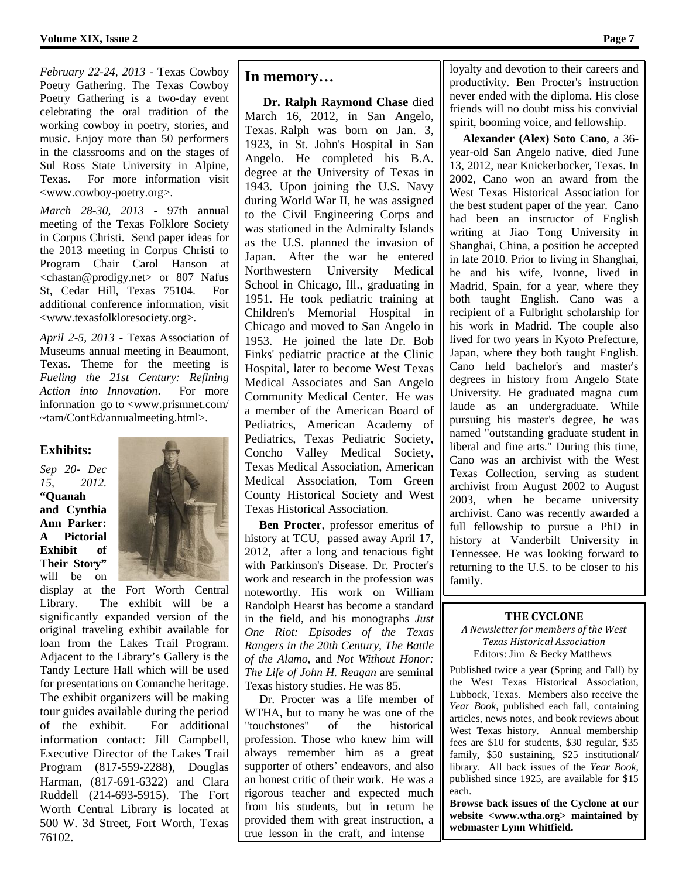*February 22-24, 2013* - Texas Cowboy Poetry Gathering. The Texas Cowboy Poetry Gathering is a two-day event celebrating the oral tradition of the working cowboy in poetry, stories, and music. Enjoy more than 50 performers in the classrooms and on the stages of Sul Ross State University in Alpine, Texas. For more information visit <www.cowboy-poetry.org>.

*March 28-30, 2013* - 97th annual meeting of the Texas Folklore Society in Corpus Christi. Send paper ideas for the 2013 meeting in Corpus Christi to Program Chair Carol Hanson at <chastan@prodigy.net> or 807 Nafus St, Cedar Hill, Texas 75104. For additional conference information, visit <www.texasfolkloresociety.org>.

*April 2-5, 2013* - Texas Association of Museums annual meeting in Beaumont, Texas. Theme for the meeting is *Fueling the 21st Century: Refining Action into Innovation*. For more information go to <www.prismnet.com/~tam/ContEd/annualmeeting.html>.

### Exhibits:

*Sep 20- Dec 15, 2012.* **"Quanah and Cynthia Ann Parker: A Pictorial Exhibit of Their Story"** will be on display at the Fort Worth Central Library. The exhibit will be a significantly expanded version of the original traveling exhibit available for loan from the Lakes Trail Program. Adjacent to the Library's Gallery is the Tandy Lecture Hall which will be used for presentations on Comanche heritage. The exhibit organizers will be making tour guides available during the period of the exhibit. For additional information contact: Jill Campbell, Executive Director of the Lakes Trail Program (817-559-2288), Douglas Harman, (817-691-6322) and Clara Ruddell (214-693-5915). The Fort Worth Central Library is located at 500 W. 3d Street, Fort Worth, Texas 76102.

## In memory…

**Dr. Ralph Raymond Chase** died March 16, 2012, in San Angelo, Texas. Ralph was born on Jan. 3, 1923, in St. John's Hospital in San Angelo. He completed his B.A. degree at the University of Texas in 1943. Upon joining the U.S. Navy during World War II, he was assigned to the Civil Engineering Corps and was stationed in the Admiralty Islands as the U.S. planned the invasion of Japan. After the war he entered Northwestern University Medical School in Chicago, Ill., graduating in 1951. He took pediatric training at Children's Memorial Hospital in Chicago and moved to San Angelo in 1953. He joined the late Dr. Bob Finks' pediatric practice at the Clinic Hospital, later to become West Texas Medical Associates and San Angelo Community Medical Center. He was a member of the American Board of Pediatrics, American Academy of Pediatrics, Texas Pediatric Society, Concho Valley Medical Society, Texas Medical Association, American Medical Association, Tom Green County Historical Society and West Texas Historical Association.

**Ben Procter**, professor emeritus of history at TCU, passed away April 17, 2012, after a long and tenacious fight with Parkinson's Disease. Dr. Procter's work and research in the profession was noteworthy. His work on William Randolph Hearst has become a standard in the field, and his monographs *Just One Riot: Episodes of the Texas Rangers in the 20th Century, The Battle of the Alamo,* and *Not Without Honor: The Life of John H. Reagan* are seminal Texas history studies. He was 85.

Dr. Procter was a life member of WTHA, but to many he was one of the "touchstones" of the historical profession. Those who knew him will always remember him as a great supporter of others' endeavors, and also an honest critic of their work. He was a rigorous teacher and expected much from his students, but in return he provided them with great instruction, a true lesson in the craft, and intense loyalty and devotion to their careers and productivity. Ben Procter's instruction never ended with the diploma. His close friends will no doubt miss his convivial spirit, booming voice, and fellowship.

**Alexander (Alex) Soto Cano**, a 36-year-old San Angelo native, died June 13, 2012, near Knickerbocker, Texas. In 2002, Cano won an award from the West Texas Historical Association for the best student paper of the year. Cano had been an instructor of English writing at Jiao Tong University in Shanghai, China, a position he accepted in late 2010. Prior to living in Shanghai, he and his wife, Ivonne, lived in Madrid, Spain, for a year, where they both taught English. Cano was a recipient of a Fulbright scholarship for his work in Madrid. The couple also lived for two years in Kyoto Prefecture, Japan, where they both taught English. Cano held bachelor's and master's degrees in history from Angelo State University. He graduated magna cum laude as an undergraduate. While pursuing his master's degree, he was named "outstanding graduate student in liberal and fine arts." During this time, Cano was an archivist with the West Texas Collection, serving as student archivist from August 2002 to August 2003, when he became university archivist. Cano was recently awarded a full fellowship to pursue a PhD in history at Vanderbilt University in Tennessee. He was looking forward to returning to the U.S. to be closer to his family.

### THE CYCLONE

*A Newsletter for members of the West Texas Historical Association*
Editors: Jim & Becky Matthews

Published twice a year (Spring and Fall) by the West Texas Historical Association, Lubbock, Texas. Members also receive the *Year Book*, published each fall, containing articles, news notes, and book reviews about West Texas history. Annual membership fees are $10 for students, $30 regular, $35 family, $50 sustaining, $25 institutional/library. All back issues of the *Year Book*, published since 1925, are available for $15 each.

**Browse back issues of the Cyclone at our website <www.wtha.org> maintained by webmaster Lynn Whitfield.**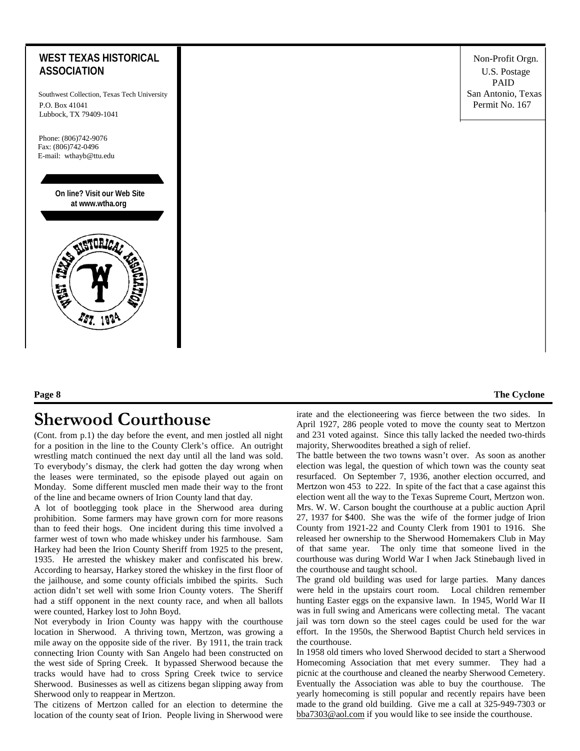**WEST TEXAS HISTORICAL ASSOCIATION**

Southwest Collection, Texas Tech University
P.O. Box 41041
Lubbock, TX 79409-1041

Phone: (806)742-9076
Fax: (806)742-0496
E-mail: wthayb@ttu.edu

**On line? Visit our Web Site at www.wtha.org**

Non-Profit Orgn.
U.S. Postage
PAID
San Antonio, Texas
Permit No. 167

# Sherwood Courthouse

(Cont. from p.1) the day before the event, and men jostled all night for a position in the line to the County Clerk's office. An outright wrestling match continued the next day until all the land was sold. To everybody's dismay, the clerk had gotten the day wrong when the leases were terminated, so the episode played out again on Monday. Some different muscled men made their way to the front of the line and became owners of Irion County land that day.

A lot of bootlegging took place in the Sherwood area during prohibition. Some farmers may have grown corn for more reasons than to feed their hogs. One incident during this time involved a farmer west of town who made whiskey under his farmhouse. Sam Harkey had been the Irion County Sheriff from 1925 to the present, 1935. He arrested the whiskey maker and confiscated his brew. According to hearsay, Harkey stored the whiskey in the first floor of the jailhouse, and some county officials imbibed the spirits. Such action didn't set well with some Irion County voters. The Sheriff had a stiff opponent in the next county race, and when all ballots were counted, Harkey lost to John Boyd.

Not everybody in Irion County was happy with the courthouse location in Sherwood. A thriving town, Mertzon, was growing a mile away on the opposite side of the river. By 1911, the train track connecting Irion County with San Angelo had been constructed on the west side of Spring Creek. It bypassed Sherwood because the tracks would have had to cross Spring Creek twice to service Sherwood. Businesses as well as citizens began slipping away from Sherwood only to reappear in Mertzon.

The citizens of Mertzon called for an election to determine the location of the county seat of Irion. People living in Sherwood were irate and the electioneering was fierce between the two sides. In April 1927, 286 people voted to move the county seat to Mertzon and 231 voted against. Since this tally lacked the needed two-thirds majority, Sherwoodites breathed a sigh of relief.

The battle between the two towns wasn't over. As soon as another election was legal, the question of which town was the county seat resurfaced. On September 7, 1936, another election occurred, and Mertzon won 453 to 222. In spite of the fact that a case against this election went all the way to the Texas Supreme Court, Mertzon won.

Mrs. W. W. Carson bought the courthouse at a public auction April 27, 1937 for $400. She was the wife of the former judge of Irion County from 1921-22 and County Clerk from 1901 to 1916. She released her ownership to the Sherwood Homemakers Club in May of that same year. The only time that someone lived in the courthouse was during World War I when Jack Stinebaugh lived in the courthouse and taught school.

The grand old building was used for large parties. Many dances were held in the upstairs court room. Local children remember hunting Easter eggs on the expansive lawn. In 1945, World War II was in full swing and Americans were collecting metal. The vacant jail was torn down so the steel cages could be used for the war effort. In the 1950s, the Sherwood Baptist Church held services in the courthouse.

In 1958 old timers who loved Sherwood decided to start a Sherwood Homecoming Association that met every summer. They had a picnic at the courthouse and cleaned the nearby Sherwood Cemetery. Eventually the Association was able to buy the courthouse. The yearly homecoming is still popular and recently repairs have been made to the grand old building. Give me a call at 325-949-7303 or bba7303@aol.com if you would like to see inside the courthouse.